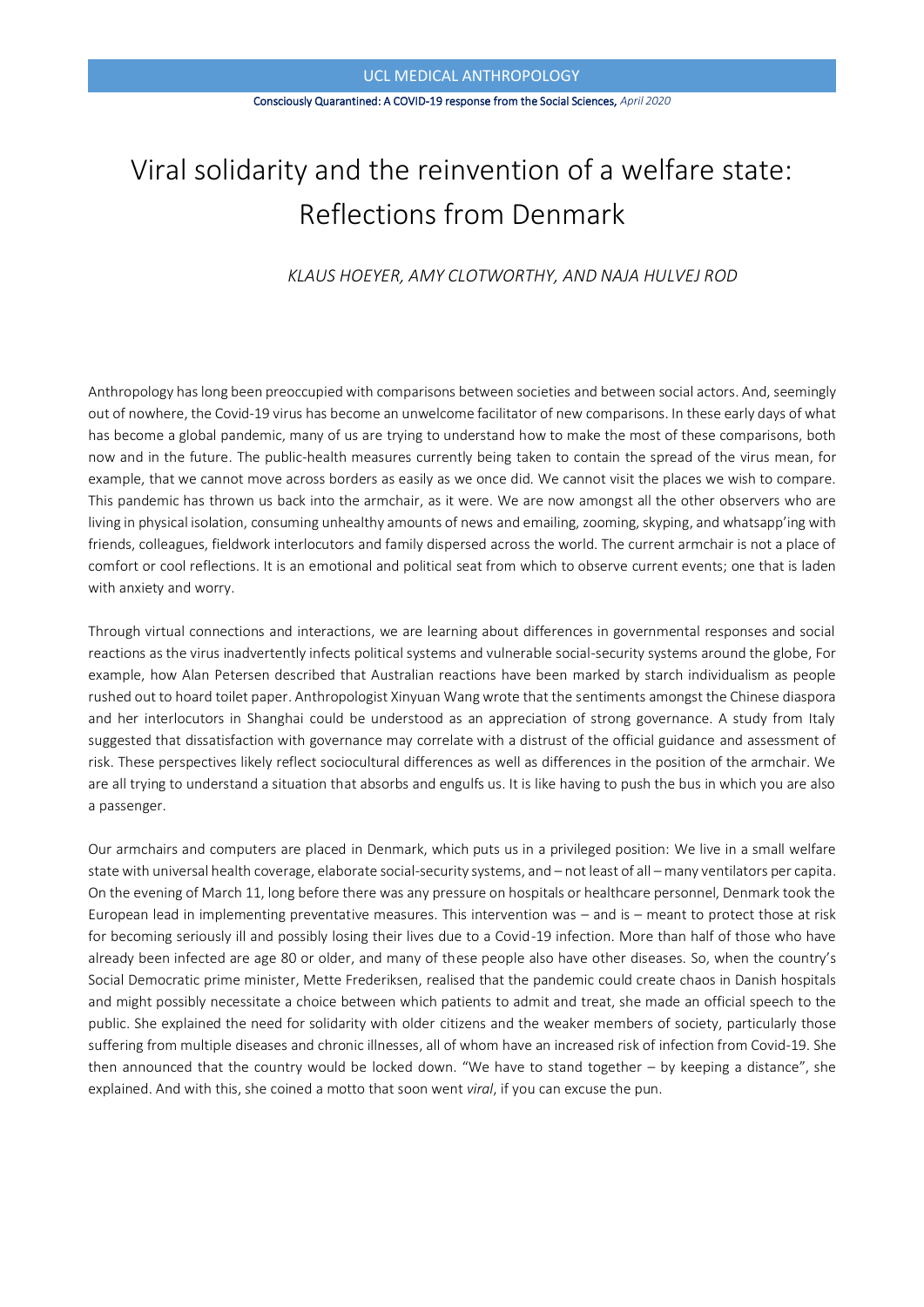# Viral solidarity and the reinvention of a welfare state: Reflections from Denmark

*KLAUS HOEYER, AMY CLOTWORTHY, AND NAJA HULVEJ ROD*

Anthropology has long been preoccupied with comparisons between societies and between social actors. And, seemingly out of nowhere, the Covid-19 virus has become an unwelcome facilitator of new comparisons. In these early days of what has become a global pandemic, many of us are trying to understand how to make the most of these comparisons, both now and in the future. The public-health measures currently being taken to contain the spread of the virus mean, for example, that we cannot move across borders as easily as we once did. We cannot visit the places we wish to compare. This pandemic has thrown us back into the armchair, as it were. We are now amongst all the other observers who are living in physical isolation, consuming unhealthy amounts of news and emailing, zooming, skyping, and whatsapp'ing with friends, colleagues, fieldwork interlocutors and family dispersed across the world. The current armchair is not a place of comfort or cool reflections. It is an emotional and political seat from which to observe current events; one that is laden with anxiety and worry.

Through virtual connections and interactions, we are learning about differences in governmental responses and social reactions as the virus inadvertently infects political systems and vulnerable social-security systems around the globe, For example, how Alan Petersen described that Australian reactions have been marked by starch individualism as people rushed out to hoard toilet paper. Anthropologist Xinyuan Wang wrote that the sentiments amongst the Chinese diaspora and her interlocutors in Shanghai could be understood as an appreciation of strong governance. A study from Italy suggested that dissatisfaction with governance may correlate with a distrust of the official guidance and assessment of risk. These perspectives likely reflect sociocultural differences as well as differences in the position of the armchair. We are all trying to understand a situation that absorbs and engulfs us. It is like having to push the bus in which you are also a passenger.

Our armchairs and computers are placed in Denmark, which puts us in a privileged position: We live in a small welfare state with universal health coverage, elaborate social-security systems, and – not least of all – many ventilators per capita. On the evening of March 11, long before there was any pressure on hospitals or healthcare personnel, Denmark took the European lead in implementing preventative measures. This intervention was – and is – meant to protect those at risk for becoming seriously ill and possibly losing their lives due to a Covid-19 infection. More than half of those who have already been infected are age 80 or older, and many of these people also have other diseases. So, when the country's Social Democratic prime minister, Mette Frederiksen, realised that the pandemic could create chaos in Danish hospitals and might possibly necessitate a choice between which patients to admit and treat, she made an official speech to the public. She explained the need for solidarity with older citizens and the weaker members of society, particularly those suffering from multiple diseases and chronic illnesses, all of whom have an increased risk of infection from Covid-19. She then announced that the country would be locked down. "We have to stand together – by keeping a distance", she explained. And with this, she coined a motto that soon went *viral*, if you can excuse the pun.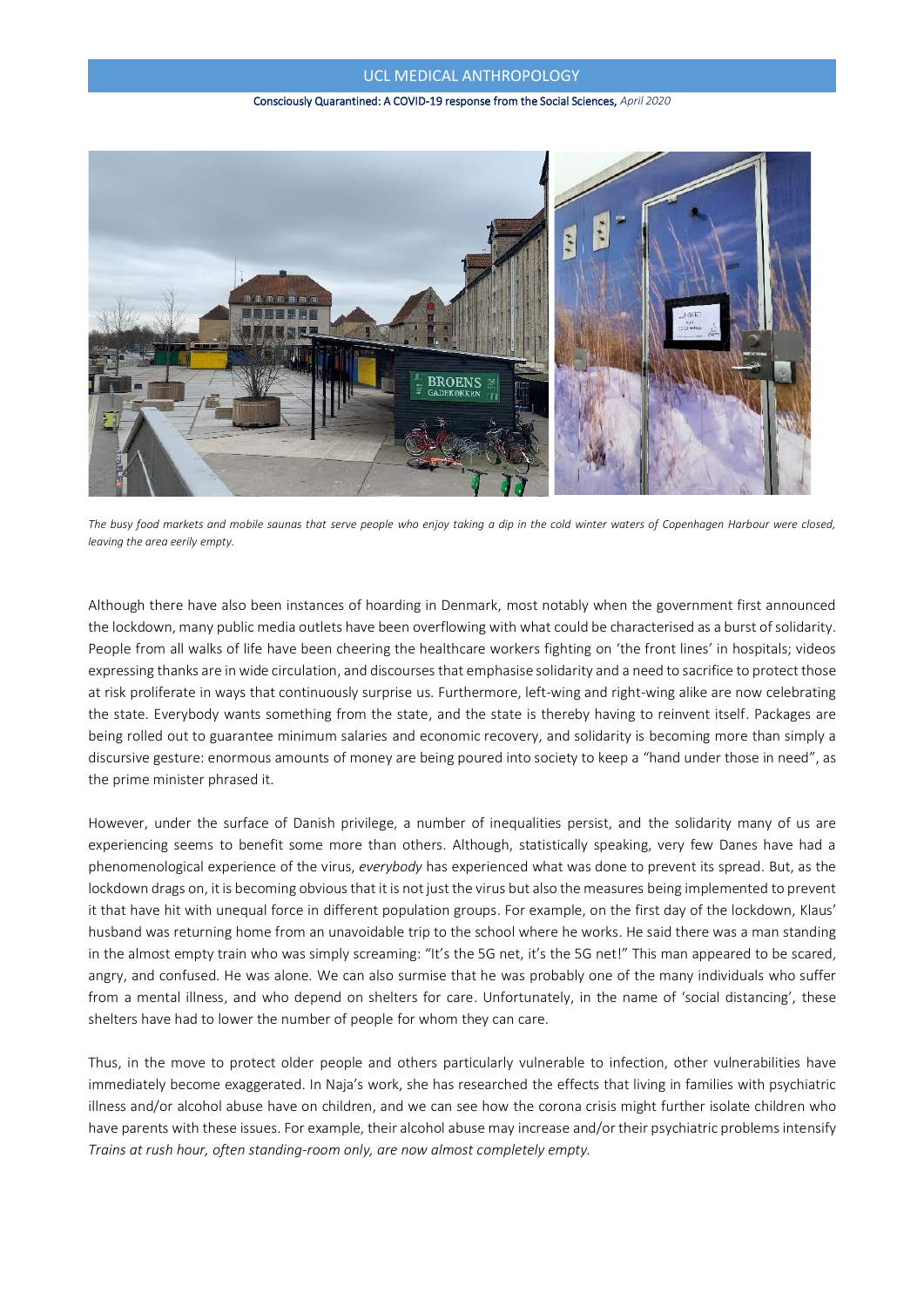*The busy food markets and mobile saunas that serve people who enjoy taking a dip in the cold winter waters of Copenhagen Harbour were closed, leaving the area eerily empty.*

Although there have also been instances of hoarding in Denmark, most notably when the government first announced the lockdown, many public media outlets have been overflowing with what could be characterised as a burst of solidarity. People from all walks of life have been cheering the healthcare workers fighting on 'the front lines' in hospitals; videos expressing thanks are in wide circulation, and discourses that emphasise solidarity and a need to sacrifice to protect those at risk proliferate in ways that continuously surprise us. Furthermore, left-wing and right-wing alike are now celebrating the state. Everybody wants something from the state, and the state is thereby having to reinvent itself. Packages are being rolled out to guarantee minimum salaries and economic recovery, and solidarity is becoming more than simply a discursive gesture: enormous amounts of money are being poured into society to keep a "hand under those in need", as the prime minister phrased it.

However, under the surface of Danish privilege, a number of inequalities persist, and the solidarity many of us are experiencing seems to benefit some more than others. Although, statistically speaking, very few Danes have had a phenomenological experience of the virus, *everybody* has experienced what was done to prevent its spread. But, as the lockdown drags on, it is becoming obvious that it is not just the virus but also the measures being implemented to prevent it that have hit with unequal force in different population groups. For example, on the first day of the lockdown, Klaus' husband was returning home from an unavoidable trip to the school where he works. He said there was a man standing in the almost empty train who was simply screaming: "It's the 5G net, it's the 5G net!" This man appeared to be scared, angry, and confused. He was alone. We can also surmise that he was probably one of the many individuals who suffer from a mental illness, and who depend on shelters for care. Unfortunately, in the name of 'social distancing', these shelters have had to lower the number of people for whom they can care.

Thus, in the move to protect older people and others particularly vulnerable to infection, other vulnerabilities have immediately become exaggerated. In Naja's work, she has researched the effects that living in families with psychiatric illness and/or alcohol abuse have on children, and we can see how the corona crisis might further isolate children who have parents with these issues. For example, their alcohol abuse may increase and/or their psychiatric problems intensify

*Trains at rush hour, often standing-room only, are now almost completely empty.*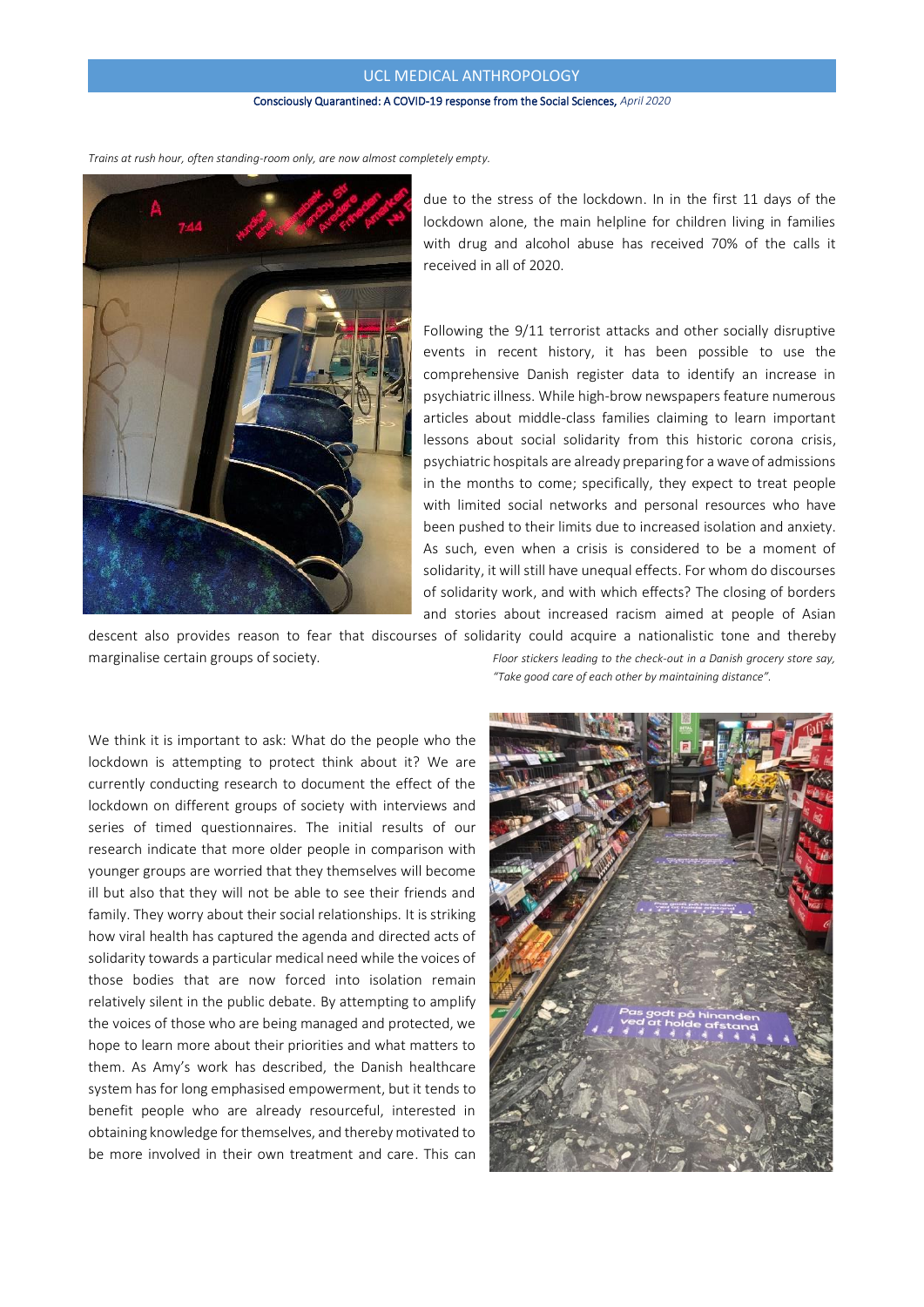*Trains at rush hour, often standing-room only, are now almost completely empty.*

due to the stress of the lockdown. In in the first 11 days of the lockdown alone, the main helpline for children living in families with drug and alcohol abuse has received 70% of the calls it received in all of 2020.

Following the 9/11 terrorist attacks and other socially disruptive events in recent history, it has been possible to use the comprehensive Danish register data to identify an increase in psychiatric illness. While high-brow newspapers feature numerous articles about middle-class families claiming to learn important lessons about social solidarity from this historic corona crisis, psychiatric hospitals are already preparing for a wave of admissions in the months to come; specifically, they expect to treat people with limited social networks and personal resources who have been pushed to their limits due to increased isolation and anxiety. As such, even when a crisis is considered to be a moment of solidarity, it will still have unequal effects. For whom do discourses of solidarity work, and with which effects? The closing of borders and stories about increased racism aimed at people of Asian descent also provides reason to fear that discourses of solidarity could acquire a nationalistic tone and thereby marginalise certain groups of society.

*Floor stickers leading to the check-out in a Danish grocery store say, "Take good care of each other by maintaining distance".*

We think it is important to ask: What do the people who the lockdown is attempting to protect think about it? We are currently conducting research to document the effect of the lockdown on different groups of society with interviews and series of timed questionnaires. The initial results of our research indicate that more older people in comparison with younger groups are worried that they themselves will become ill but also that they will not be able to see their friends and family. They worry about their social relationships. It is striking how viral health has captured the agenda and directed acts of solidarity towards a particular medical need while the voices of those bodies that are now forced into isolation remain relatively silent in the public debate. By attempting to amplify the voices of those who are being managed and protected, we hope to learn more about their priorities and what matters to them. As Amy's work has described, the Danish healthcare system has for long emphasised empowerment, but it tends to benefit people who are already resourceful, interested in obtaining knowledge for themselves, and thereby motivated to be more involved in their own treatment and care. This can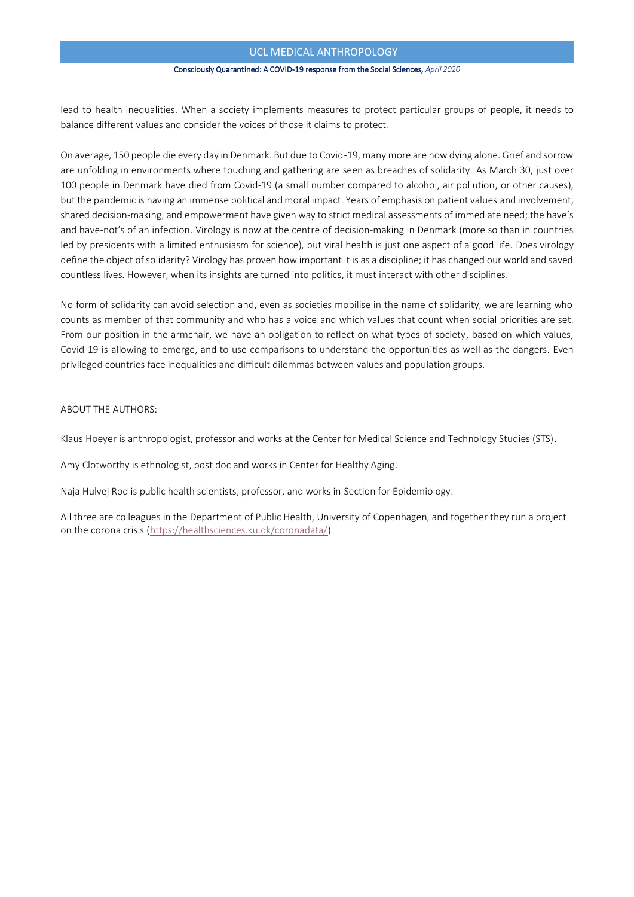lead to health inequalities. When a society implements measures to protect particular groups of people, it needs to balance different values and consider the voices of those it claims to protect.

On average, 150 people die every day in Denmark. But due to Covid-19, many more are now dying alone. Grief and sorrow are unfolding in environments where touching and gathering are seen as breaches of solidarity. As March 30, just over 100 people in Denmark have died from Covid-19 (a small number compared to alcohol, air pollution, or other causes), but the pandemic is having an immense political and moral impact. Years of emphasis on patient values and involvement, shared decision-making, and empowerment have given way to strict medical assessments of immediate need; the have's and have-not's of an infection. Virology is now at the centre of decision-making in Denmark (more so than in countries led by presidents with a limited enthusiasm for science), but viral health is just one aspect of a good life. Does virology define the object of solidarity? Virology has proven how important it is as a discipline; it has changed our world and saved countless lives. However, when its insights are turned into politics, it must interact with other disciplines.

No form of solidarity can avoid selection and, even as societies mobilise in the name of solidarity, we are learning who counts as member of that community and who has a voice and which values that count when social priorities are set. From our position in the armchair, we have an obligation to reflect on what types of society, based on which values, Covid-19 is allowing to emerge, and to use comparisons to understand the opportunities as well as the dangers. Even privileged countries face inequalities and difficult dilemmas between values and population groups.

ABOUT THE AUTHORS:

Klaus Hoeyer is anthropologist, professor and works at the Center for Medical Science and Technology Studies (STS).

Amy Clotworthy is ethnologist, post doc and works in Center for Healthy Aging.

Naja Hulvej Rod is public health scientists, professor, and works in Section for Epidemiology.

All three are colleagues in the Department of Public Health, University of Copenhagen, and together they run a project on the corona crisis (https://healthsciences.ku.dk/coronadata/)